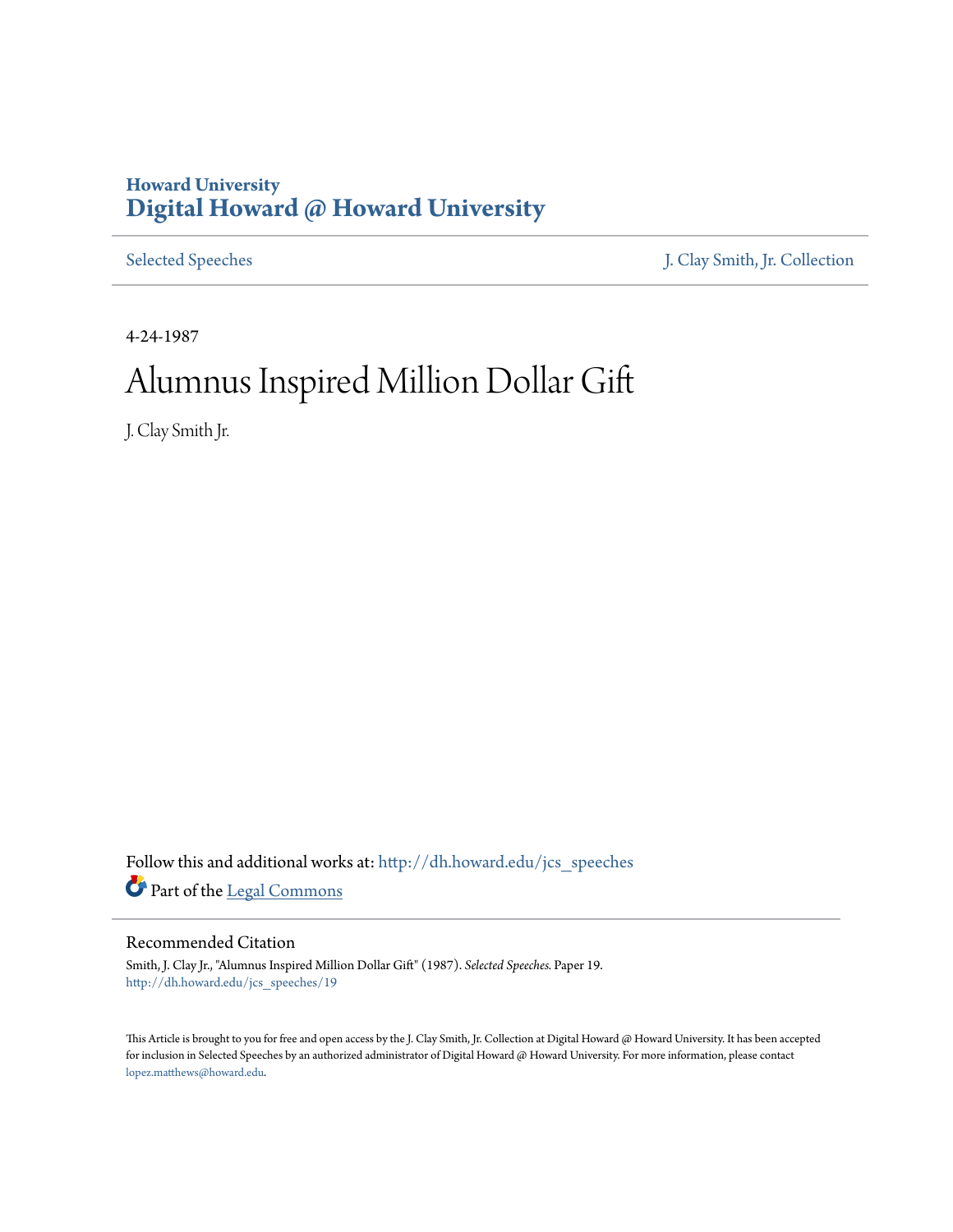Howard University
**Digital Howard @ Howard University**

Selected Speeches | J. Clay Smith, Jr. Collection

4-24-1987

# Alumnus Inspired Million Dollar Gift

J. Clay Smith Jr.

Follow this and additional works at: http://dh.howard.edu/jcs_speeches

Part of the Legal Commons

## Recommended Citation

Smith, J. Clay Jr., "Alumnus Inspired Million Dollar Gift" (1987). *Selected Speeches*. Paper 19.
http://dh.howard.edu/jcs_speeches/19

This Article is brought to you for free and open access by the J. Clay Smith, Jr. Collection at Digital Howard @ Howard University. It has been accepted for inclusion in Selected Speeches by an authorized administrator of Digital Howard @ Howard University. For more information, please contact lopez.matthews@howard.edu.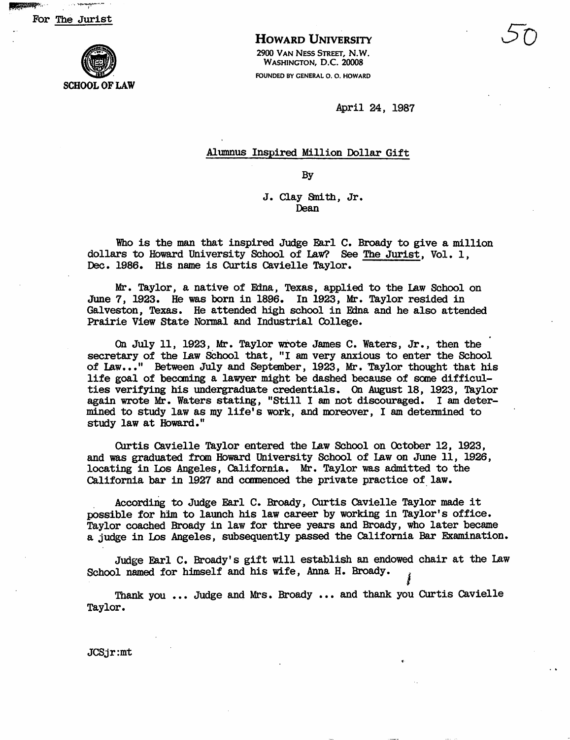For The Jurist

SCHOOL OF LAW

**HOWARD UNIVERSITY**
2900 VAN NESS STREET, N.W.
WASHINGTON, D.C. 20008
FOUNDED BY GENERAL O. O. HOWARD

April 24, 1987

## Alumnus Inspired Million Dollar Gift

By

J. Clay Smith, Jr.
Dean

Who is the man that inspired Judge Earl C. Broady to give a million dollars to Howard University School of Law? See The Jurist, Vol. 1, Dec. 1986. His name is Curtis Cavielle Taylor.

Mr. Taylor, a native of Edna, Texas, applied to the Law School on June 7, 1923. He was born in 1896. In 1923, Mr. Taylor resided in Galveston, Texas. He attended high school in Edna and he also attended Prairie View State Normal and Industrial College.

On July 11, 1923, Mr. Taylor wrote James C. Waters, Jr., then the secretary of the Law School that, "I am very anxious to enter the School of Law..." Between July and September, 1923, Mr. Taylor thought that his life goal of becoming a lawyer might be dashed because of some difficulties verifying his undergraduate credentials. On August 18, 1923, Taylor again wrote Mr. Waters stating, "Still I am not discouraged. I am determined to study law as my life's work, and moreover, I am determined to study law at Howard."

Curtis Cavielle Taylor entered the Law School on October 12, 1923, and was graduated from Howard University School of Law on June 11, 1926, locating in Los Angeles, California. Mr. Taylor was admitted to the California bar in 1927 and commenced the private practice of law.

According to Judge Earl C. Broady, Curtis Cavielle Taylor made it possible for him to launch his law career by working in Taylor's office. Taylor coached Broady in law for three years and Broady, who later became a judge in Los Angeles, subsequently passed the California Bar Examination.

Judge Earl C. Broady's gift will establish an endowed chair at the Law School named for himself and his wife, Anna H. Broady.

Thank you ... Judge and Mrs. Broady ... and thank you Curtis Cavielle Taylor.

JCSjr:mt